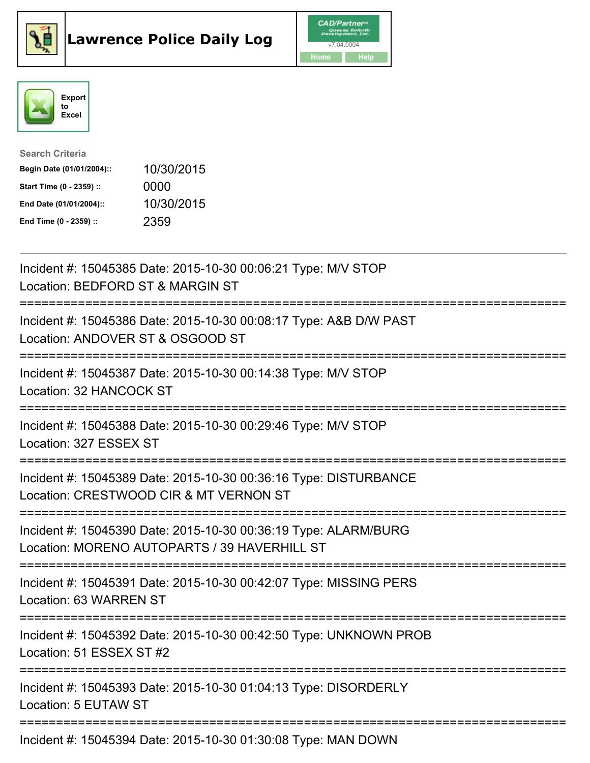# Lawrence Police Daily Log

CAD/Partner v7.04.0004

Home | Help

Export to Excel

**Search Criteria**

| | |
|---|---|
| **Begin Date (01/01/2004)::** | 10/30/2015 |
| **Start Time (0 - 2359) ::** | 0000 |
| **End Date (01/01/2004)::** | 10/30/2015 |
| **End Time (0 - 2359) ::** | 2359 |

---

Incident #: 15045385 Date: 2015-10-30 00:06:21 Type: M/V STOP
Location: BEDFORD ST & MARGIN ST

===========================================================================

Incident #: 15045386 Date: 2015-10-30 00:08:17 Type: A&B D/W PAST
Location: ANDOVER ST & OSGOOD ST

===========================================================================

Incident #: 15045387 Date: 2015-10-30 00:14:38 Type: M/V STOP
Location: 32 HANCOCK ST

===========================================================================

Incident #: 15045388 Date: 2015-10-30 00:29:46 Type: M/V STOP
Location: 327 ESSEX ST

===========================================================================

Incident #: 15045389 Date: 2015-10-30 00:36:16 Type: DISTURBANCE
Location: CRESTWOOD CIR & MT VERNON ST

===========================================================================

Incident #: 15045390 Date: 2015-10-30 00:36:19 Type: ALARM/BURG
Location: MORENO AUTOPARTS / 39 HAVERHILL ST

===========================================================================

Incident #: 15045391 Date: 2015-10-30 00:42:07 Type: MISSING PERS
Location: 63 WARREN ST

===========================================================================

Incident #: 15045392 Date: 2015-10-30 00:42:50 Type: UNKNOWN PROB
Location: 51 ESSEX ST #2

===========================================================================

Incident #: 15045393 Date: 2015-10-30 01:04:13 Type: DISORDERLY
Location: 5 EUTAW ST

===========================================================================

Incident #: 15045394 Date: 2015-10-30 01:30:08 Type: MAN DOWN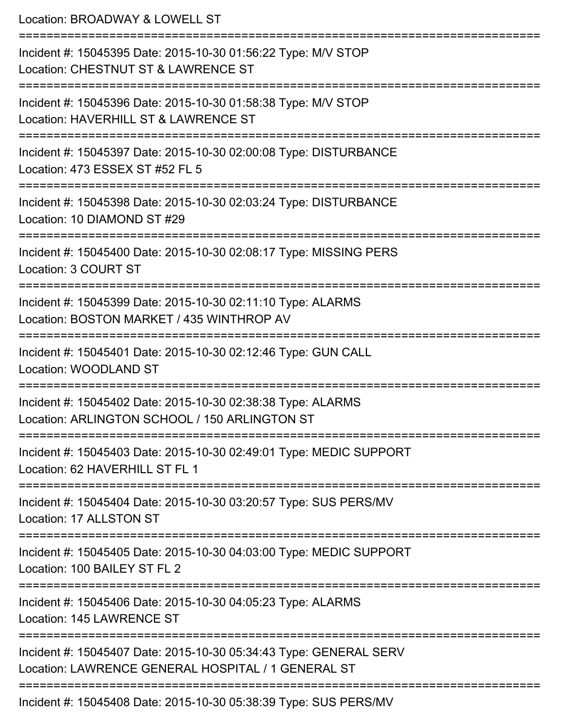Location: BROADWAY & LOWELL ST

===========================================================================

Incident #: 15045395 Date: 2015-10-30 01:56:22 Type: M/V STOP

Location: CHESTNUT ST & LAWRENCE ST

===========================================================================

Incident #: 15045396 Date: 2015-10-30 01:58:38 Type: M/V STOP

Location: HAVERHILL ST & LAWRENCE ST

===========================================================================

Incident #: 15045397 Date: 2015-10-30 02:00:08 Type: DISTURBANCE

Location: 473 ESSEX ST #52 FL 5

===========================================================================

Incident #: 15045398 Date: 2015-10-30 02:03:24 Type: DISTURBANCE

Location: 10 DIAMOND ST #29

===========================================================================

Incident #: 15045400 Date: 2015-10-30 02:08:17 Type: MISSING PERS

Location: 3 COURT ST

===========================================================================

Incident #: 15045399 Date: 2015-10-30 02:11:10 Type: ALARMS

Location: BOSTON MARKET / 435 WINTHROP AV

===========================================================================

Incident #: 15045401 Date: 2015-10-30 02:12:46 Type: GUN CALL

Location: WOODLAND ST

===========================================================================

Incident #: 15045402 Date: 2015-10-30 02:38:38 Type: ALARMS

Location: ARLINGTON SCHOOL / 150 ARLINGTON ST

===========================================================================

Incident #: 15045403 Date: 2015-10-30 02:49:01 Type: MEDIC SUPPORT

Location: 62 HAVERHILL ST FL 1

===========================================================================

Incident #: 15045404 Date: 2015-10-30 03:20:57 Type: SUS PERS/MV

Location: 17 ALLSTON ST

===========================================================================

Incident #: 15045405 Date: 2015-10-30 04:03:00 Type: MEDIC SUPPORT

Location: 100 BAILEY ST FL 2

===========================================================================

Incident #: 15045406 Date: 2015-10-30 04:05:23 Type: ALARMS

Location: 145 LAWRENCE ST

===========================================================================

Incident #: 15045407 Date: 2015-10-30 05:34:43 Type: GENERAL SERV

Location: LAWRENCE GENERAL HOSPITAL / 1 GENERAL ST

===========================================================================

Incident #: 15045408 Date: 2015-10-30 05:38:39 Type: SUS PERS/MV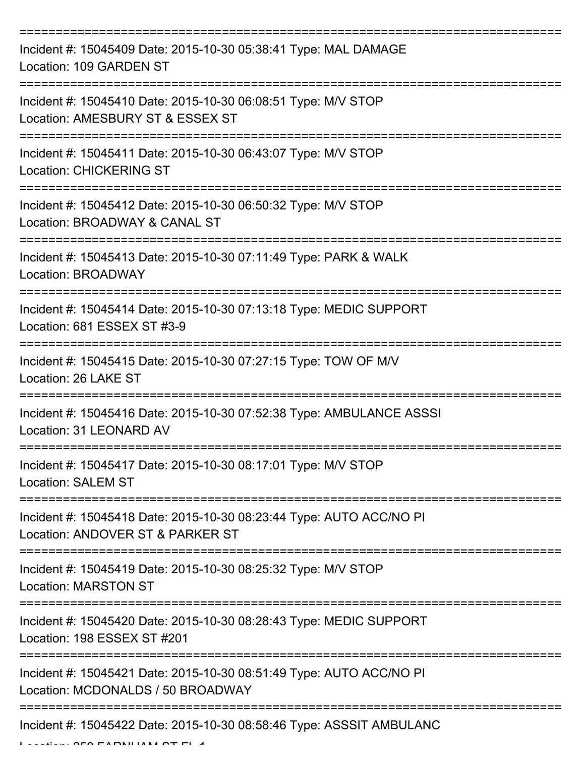==============================================================================
Incident #: 15045409 Date: 2015-10-30 05:38:41 Type: MAL DAMAGE
Location: 109 GARDEN ST
==============================================================================
Incident #: 15045410 Date: 2015-10-30 06:08:51 Type: M/V STOP
Location: AMESBURY ST & ESSEX ST
==============================================================================
Incident #: 15045411 Date: 2015-10-30 06:43:07 Type: M/V STOP
Location: CHICKERING ST
==============================================================================
Incident #: 15045412 Date: 2015-10-30 06:50:32 Type: M/V STOP
Location: BROADWAY & CANAL ST
==============================================================================
Incident #: 15045413 Date: 2015-10-30 07:11:49 Type: PARK & WALK
Location: BROADWAY
==============================================================================
Incident #: 15045414 Date: 2015-10-30 07:13:18 Type: MEDIC SUPPORT
Location: 681 ESSEX ST #3-9
==============================================================================
Incident #: 15045415 Date: 2015-10-30 07:27:15 Type: TOW OF M/V
Location: 26 LAKE ST
==============================================================================
Incident #: 15045416 Date: 2015-10-30 07:52:38 Type: AMBULANCE ASSSI
Location: 31 LEONARD AV
==============================================================================
Incident #: 15045417 Date: 2015-10-30 08:17:01 Type: M/V STOP
Location: SALEM ST
==============================================================================
Incident #: 15045418 Date: 2015-10-30 08:23:44 Type: AUTO ACC/NO PI
Location: ANDOVER ST & PARKER ST
==============================================================================
Incident #: 15045419 Date: 2015-10-30 08:25:32 Type: M/V STOP
Location: MARSTON ST
==============================================================================
Incident #: 15045420 Date: 2015-10-30 08:28:43 Type: MEDIC SUPPORT
Location: 198 ESSEX ST #201
==============================================================================
Incident #: 15045421 Date: 2015-10-30 08:51:49 Type: AUTO ACC/NO PI
Location: MCDONALDS / 50 BROADWAY
==============================================================================
Incident #: 15045422 Date: 2015-10-30 08:58:46 Type: ASSSIT AMBULANC
Location: 250 FARNHAM ST FL 1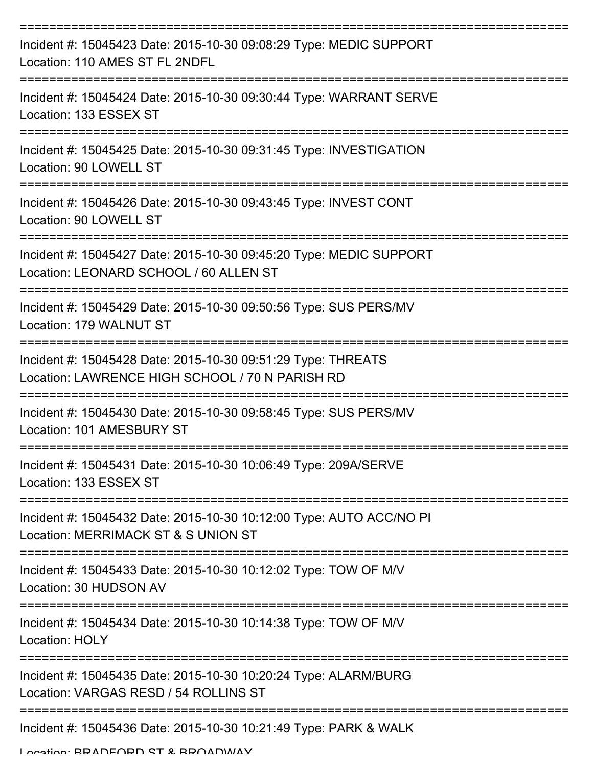Incident #: 15045423 Date: 2015-10-30 09:08:29 Type: MEDIC SUPPORT
Location: 110 AMES ST FL 2NDFL

---

Incident #: 15045424 Date: 2015-10-30 09:30:44 Type: WARRANT SERVE
Location: 133 ESSEX ST

---

Incident #: 15045425 Date: 2015-10-30 09:31:45 Type: INVESTIGATION
Location: 90 LOWELL ST

---

Incident #: 15045426 Date: 2015-10-30 09:43:45 Type: INVEST CONT
Location: 90 LOWELL ST

---

Incident #: 15045427 Date: 2015-10-30 09:45:20 Type: MEDIC SUPPORT
Location: LEONARD SCHOOL / 60 ALLEN ST

---

Incident #: 15045429 Date: 2015-10-30 09:50:56 Type: SUS PERS/MV
Location: 179 WALNUT ST

---

Incident #: 15045428 Date: 2015-10-30 09:51:29 Type: THREATS
Location: LAWRENCE HIGH SCHOOL / 70 N PARISH RD

---

Incident #: 15045430 Date: 2015-10-30 09:58:45 Type: SUS PERS/MV
Location: 101 AMESBURY ST

---

Incident #: 15045431 Date: 2015-10-30 10:06:49 Type: 209A/SERVE
Location: 133 ESSEX ST

---

Incident #: 15045432 Date: 2015-10-30 10:12:00 Type: AUTO ACC/NO PI
Location: MERRIMACK ST & S UNION ST

---

Incident #: 15045433 Date: 2015-10-30 10:12:02 Type: TOW OF M/V
Location: 30 HUDSON AV

---

Incident #: 15045434 Date: 2015-10-30 10:14:38 Type: TOW OF M/V
Location: HOLY

---

Incident #: 15045435 Date: 2015-10-30 10:20:24 Type: ALARM/BURG
Location: VARGAS RESD / 54 ROLLINS ST

---

Incident #: 15045436 Date: 2015-10-30 10:21:49 Type: PARK & WALK
Location: BRADFORD ST & BROADWAY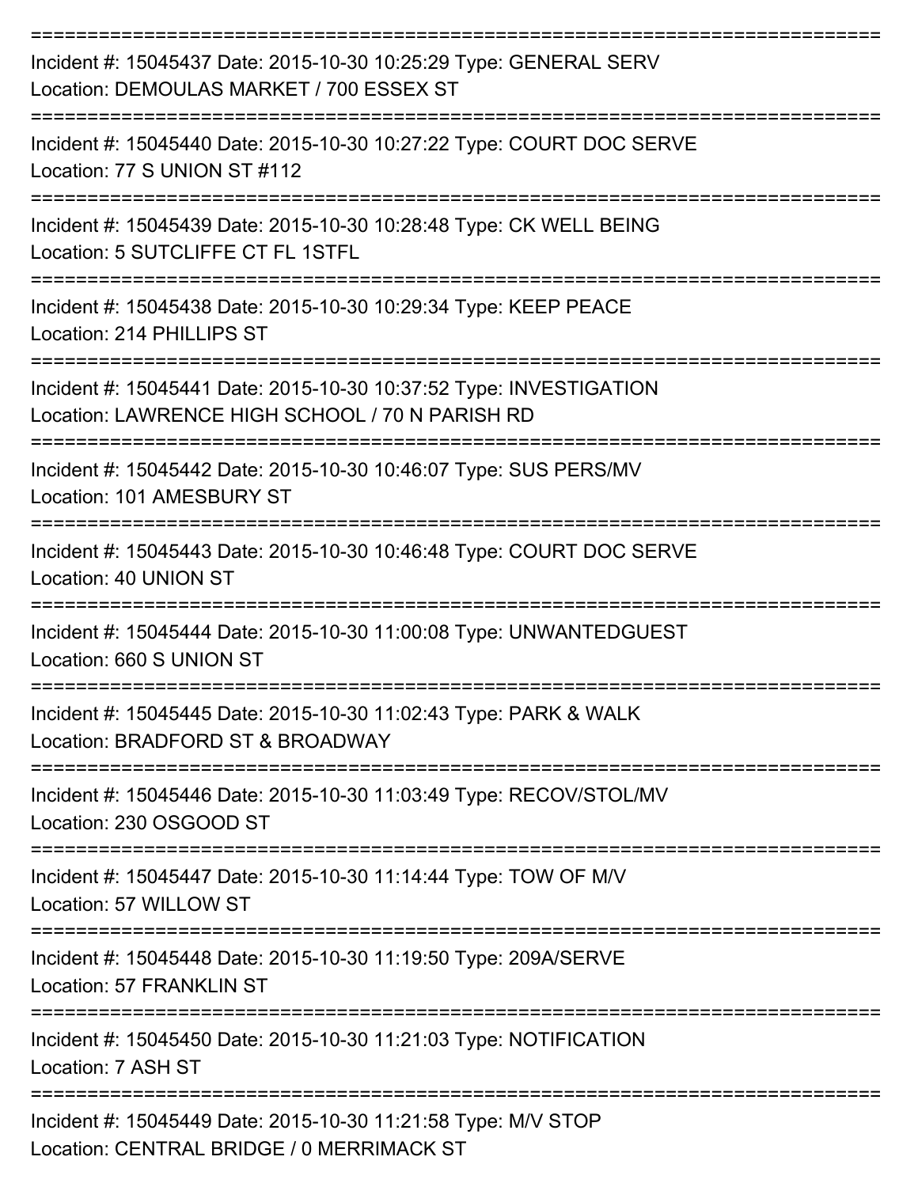===========================================================================

Incident #: 15045437 Date: 2015-10-30 10:25:29 Type: GENERAL SERV
Location: DEMOULAS MARKET / 700 ESSEX ST

===========================================================================

Incident #: 15045440 Date: 2015-10-30 10:27:22 Type: COURT DOC SERVE
Location: 77 S UNION ST #112

===========================================================================

Incident #: 15045439 Date: 2015-10-30 10:28:48 Type: CK WELL BEING
Location: 5 SUTCLIFFE CT FL 1STFL

===========================================================================

Incident #: 15045438 Date: 2015-10-30 10:29:34 Type: KEEP PEACE
Location: 214 PHILLIPS ST

===========================================================================

Incident #: 15045441 Date: 2015-10-30 10:37:52 Type: INVESTIGATION
Location: LAWRENCE HIGH SCHOOL / 70 N PARISH RD

===========================================================================

Incident #: 15045442 Date: 2015-10-30 10:46:07 Type: SUS PERS/MV
Location: 101 AMESBURY ST

===========================================================================

Incident #: 15045443 Date: 2015-10-30 10:46:48 Type: COURT DOC SERVE
Location: 40 UNION ST

===========================================================================

Incident #: 15045444 Date: 2015-10-30 11:00:08 Type: UNWANTEDGUEST
Location: 660 S UNION ST

===========================================================================

Incident #: 15045445 Date: 2015-10-30 11:02:43 Type: PARK & WALK
Location: BRADFORD ST & BROADWAY

===========================================================================

Incident #: 15045446 Date: 2015-10-30 11:03:49 Type: RECOV/STOL/MV
Location: 230 OSGOOD ST

===========================================================================

Incident #: 15045447 Date: 2015-10-30 11:14:44 Type: TOW OF M/V
Location: 57 WILLOW ST

===========================================================================

Incident #: 15045448 Date: 2015-10-30 11:19:50 Type: 209A/SERVE
Location: 57 FRANKLIN ST

===========================================================================

Incident #: 15045450 Date: 2015-10-30 11:21:03 Type: NOTIFICATION
Location: 7 ASH ST

===========================================================================

Incident #: 15045449 Date: 2015-10-30 11:21:58 Type: M/V STOP
Location: CENTRAL BRIDGE / 0 MERRIMACK ST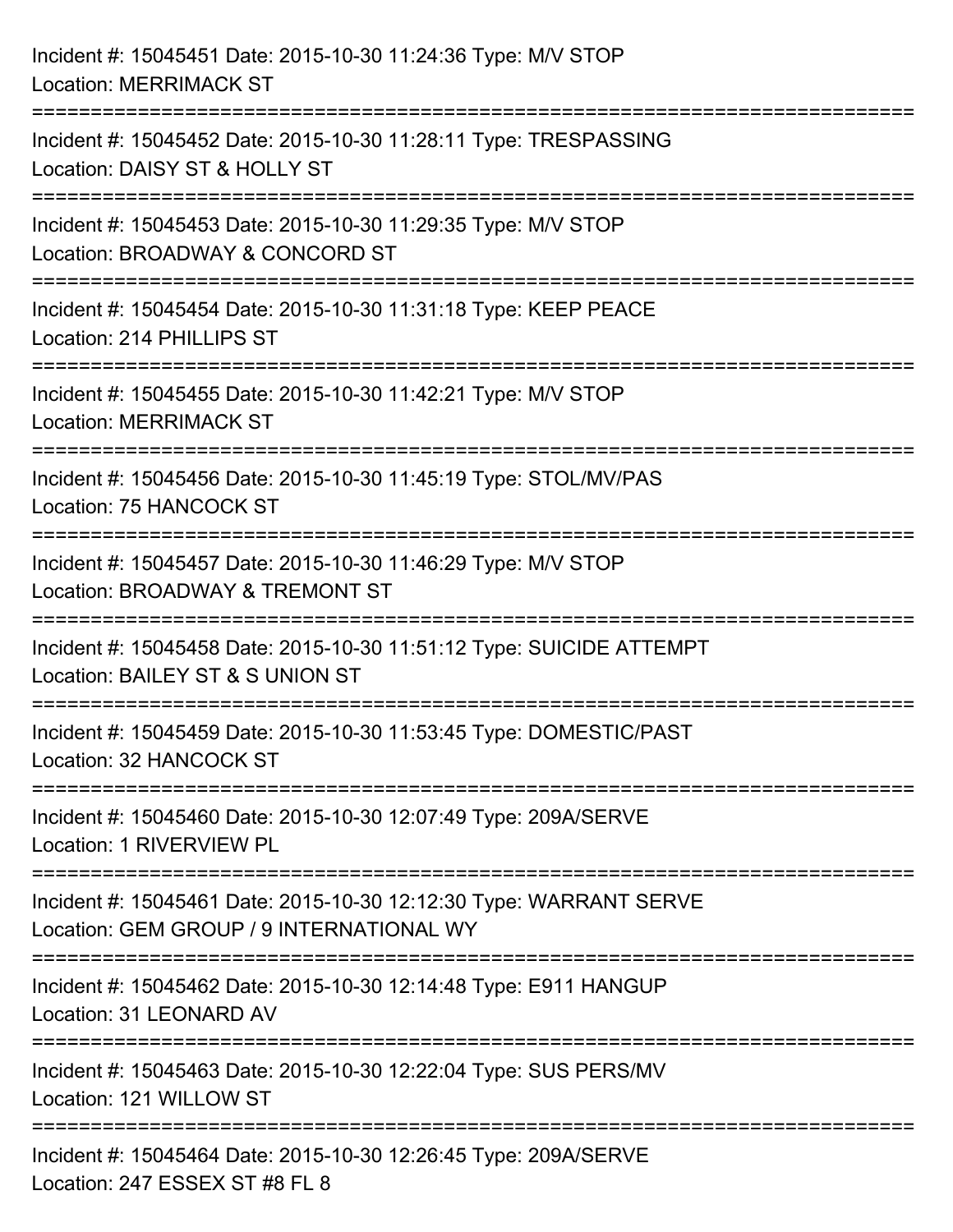Incident #: 15045451 Date: 2015-10-30 11:24:36 Type: M/V STOP
Location: MERRIMACK ST

===========================================================================

Incident #: 15045452 Date: 2015-10-30 11:28:11 Type: TRESPASSING
Location: DAISY ST & HOLLY ST

===========================================================================

Incident #: 15045453 Date: 2015-10-30 11:29:35 Type: M/V STOP
Location: BROADWAY & CONCORD ST

===========================================================================

Incident #: 15045454 Date: 2015-10-30 11:31:18 Type: KEEP PEACE
Location: 214 PHILLIPS ST

===========================================================================

Incident #: 15045455 Date: 2015-10-30 11:42:21 Type: M/V STOP
Location: MERRIMACK ST

===========================================================================

Incident #: 15045456 Date: 2015-10-30 11:45:19 Type: STOL/MV/PAS
Location: 75 HANCOCK ST

===========================================================================

Incident #: 15045457 Date: 2015-10-30 11:46:29 Type: M/V STOP
Location: BROADWAY & TREMONT ST

===========================================================================

Incident #: 15045458 Date: 2015-10-30 11:51:12 Type: SUICIDE ATTEMPT
Location: BAILEY ST & S UNION ST

===========================================================================

Incident #: 15045459 Date: 2015-10-30 11:53:45 Type: DOMESTIC/PAST
Location: 32 HANCOCK ST

===========================================================================

Incident #: 15045460 Date: 2015-10-30 12:07:49 Type: 209A/SERVE
Location: 1 RIVERVIEW PL

===========================================================================

Incident #: 15045461 Date: 2015-10-30 12:12:30 Type: WARRANT SERVE
Location: GEM GROUP / 9 INTERNATIONAL WY

===========================================================================

Incident #: 15045462 Date: 2015-10-30 12:14:48 Type: E911 HANGUP
Location: 31 LEONARD AV

===========================================================================

Incident #: 15045463 Date: 2015-10-30 12:22:04 Type: SUS PERS/MV
Location: 121 WILLOW ST

===========================================================================

Incident #: 15045464 Date: 2015-10-30 12:26:45 Type: 209A/SERVE
Location: 247 ESSEX ST #8 FL 8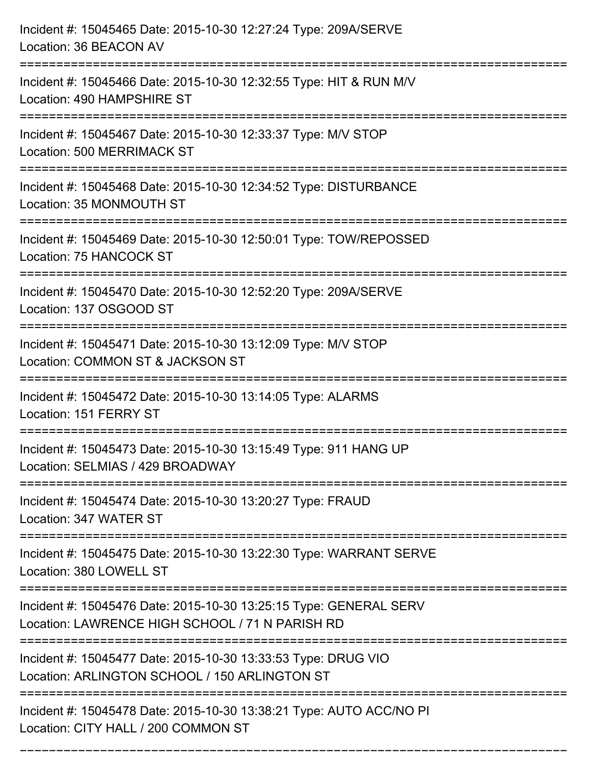Incident #: 15045465 Date: 2015-10-30 12:27:24 Type: 209A/SERVE
Location: 36 BEACON AV

===========================================================================

Incident #: 15045466 Date: 2015-10-30 12:32:55 Type: HIT & RUN M/V
Location: 490 HAMPSHIRE ST

===========================================================================

Incident #: 15045467 Date: 2015-10-30 12:33:37 Type: M/V STOP
Location: 500 MERRIMACK ST

===========================================================================

Incident #: 15045468 Date: 2015-10-30 12:34:52 Type: DISTURBANCE
Location: 35 MONMOUTH ST

===========================================================================

Incident #: 15045469 Date: 2015-10-30 12:50:01 Type: TOW/REPOSSED
Location: 75 HANCOCK ST

===========================================================================

Incident #: 15045470 Date: 2015-10-30 12:52:20 Type: 209A/SERVE
Location: 137 OSGOOD ST

===========================================================================

Incident #: 15045471 Date: 2015-10-30 13:12:09 Type: M/V STOP
Location: COMMON ST & JACKSON ST

===========================================================================

Incident #: 15045472 Date: 2015-10-30 13:14:05 Type: ALARMS
Location: 151 FERRY ST

===========================================================================

Incident #: 15045473 Date: 2015-10-30 13:15:49 Type: 911 HANG UP
Location: SELMIAS / 429 BROADWAY

===========================================================================

Incident #: 15045474 Date: 2015-10-30 13:20:27 Type: FRAUD
Location: 347 WATER ST

===========================================================================

Incident #: 15045475 Date: 2015-10-30 13:22:30 Type: WARRANT SERVE
Location: 380 LOWELL ST

===========================================================================

Incident #: 15045476 Date: 2015-10-30 13:25:15 Type: GENERAL SERV
Location: LAWRENCE HIGH SCHOOL / 71 N PARISH RD

===========================================================================

Incident #: 15045477 Date: 2015-10-30 13:33:53 Type: DRUG VIO
Location: ARLINGTON SCHOOL / 150 ARLINGTON ST

===========================================================================

Incident #: 15045478 Date: 2015-10-30 13:38:21 Type: AUTO ACC/NO PI
Location: CITY HALL / 200 COMMON ST

===========================================================================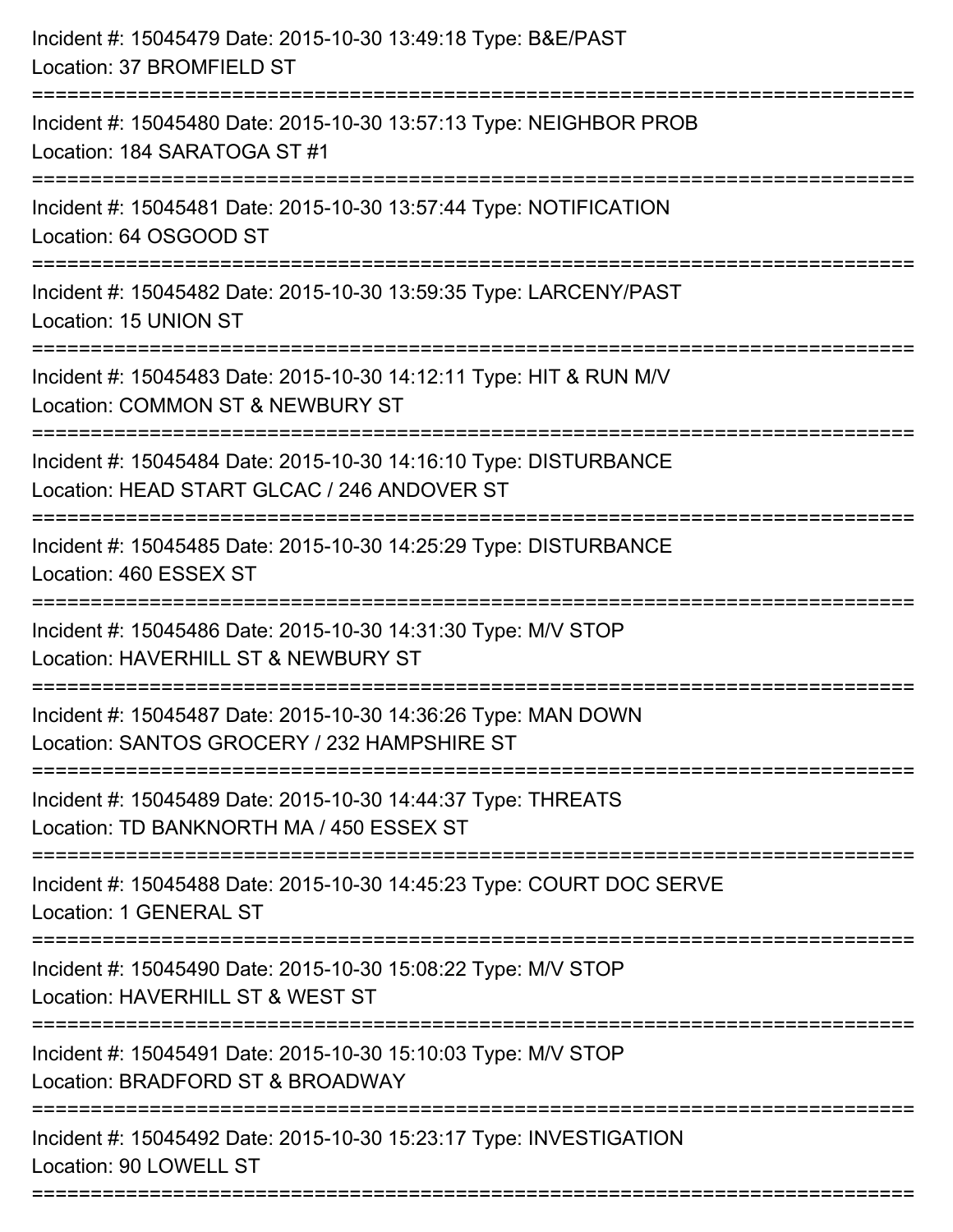Incident #: 15045479 Date: 2015-10-30 13:49:18 Type: B&E/PAST
Location: 37 BROMFIELD ST

===========================================================================

Incident #: 15045480 Date: 2015-10-30 13:57:13 Type: NEIGHBOR PROB
Location: 184 SARATOGA ST #1

===========================================================================

Incident #: 15045481 Date: 2015-10-30 13:57:44 Type: NOTIFICATION
Location: 64 OSGOOD ST

===========================================================================

Incident #: 15045482 Date: 2015-10-30 13:59:35 Type: LARCENY/PAST
Location: 15 UNION ST

===========================================================================

Incident #: 15045483 Date: 2015-10-30 14:12:11 Type: HIT & RUN M/V
Location: COMMON ST & NEWBURY ST

===========================================================================

Incident #: 15045484 Date: 2015-10-30 14:16:10 Type: DISTURBANCE
Location: HEAD START GLCAC / 246 ANDOVER ST

===========================================================================

Incident #: 15045485 Date: 2015-10-30 14:25:29 Type: DISTURBANCE
Location: 460 ESSEX ST

===========================================================================

Incident #: 15045486 Date: 2015-10-30 14:31:30 Type: M/V STOP
Location: HAVERHILL ST & NEWBURY ST

===========================================================================

Incident #: 15045487 Date: 2015-10-30 14:36:26 Type: MAN DOWN
Location: SANTOS GROCERY / 232 HAMPSHIRE ST

===========================================================================

Incident #: 15045489 Date: 2015-10-30 14:44:37 Type: THREATS
Location: TD BANKNORTH MA / 450 ESSEX ST

===========================================================================

Incident #: 15045488 Date: 2015-10-30 14:45:23 Type: COURT DOC SERVE
Location: 1 GENERAL ST

===========================================================================

Incident #: 15045490 Date: 2015-10-30 15:08:22 Type: M/V STOP
Location: HAVERHILL ST & WEST ST

===========================================================================

Incident #: 15045491 Date: 2015-10-30 15:10:03 Type: M/V STOP
Location: BRADFORD ST & BROADWAY

===========================================================================

Incident #: 15045492 Date: 2015-10-30 15:23:17 Type: INVESTIGATION
Location: 90 LOWELL ST

===========================================================================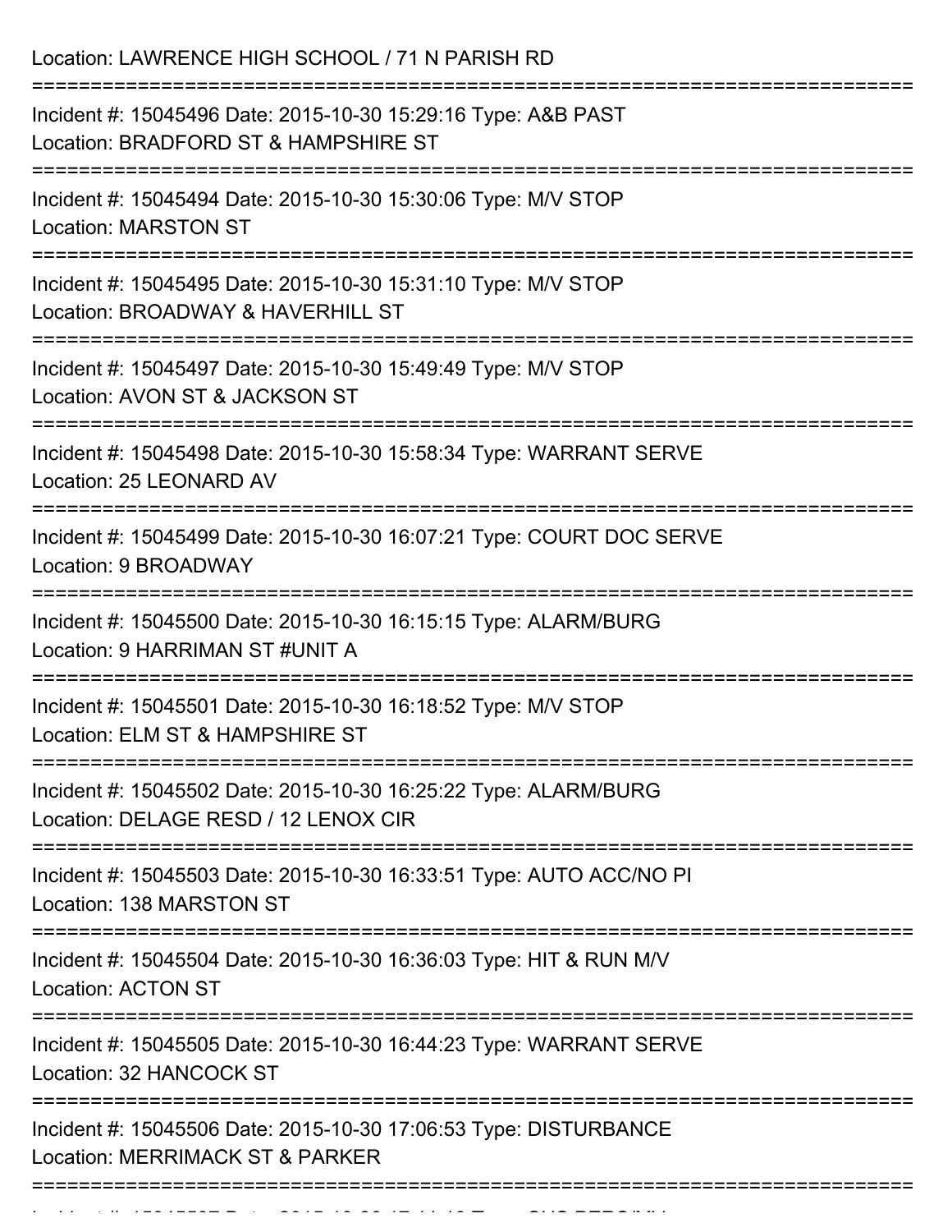Location: LAWRENCE HIGH SCHOOL / 71 N PARISH RD

===========================================================================

Incident #: 15045496 Date: 2015-10-30 15:29:16 Type: A&B PAST
Location: BRADFORD ST & HAMPSHIRE ST

===========================================================================

Incident #: 15045494 Date: 2015-10-30 15:30:06 Type: M/V STOP
Location: MARSTON ST

===========================================================================

Incident #: 15045495 Date: 2015-10-30 15:31:10 Type: M/V STOP
Location: BROADWAY & HAVERHILL ST

===========================================================================

Incident #: 15045497 Date: 2015-10-30 15:49:49 Type: M/V STOP
Location: AVON ST & JACKSON ST

===========================================================================

Incident #: 15045498 Date: 2015-10-30 15:58:34 Type: WARRANT SERVE
Location: 25 LEONARD AV

===========================================================================

Incident #: 15045499 Date: 2015-10-30 16:07:21 Type: COURT DOC SERVE
Location: 9 BROADWAY

===========================================================================

Incident #: 15045500 Date: 2015-10-30 16:15:15 Type: ALARM/BURG
Location: 9 HARRIMAN ST #UNIT A

===========================================================================

Incident #: 15045501 Date: 2015-10-30 16:18:52 Type: M/V STOP
Location: ELM ST & HAMPSHIRE ST

===========================================================================

Incident #: 15045502 Date: 2015-10-30 16:25:22 Type: ALARM/BURG
Location: DELAGE RESD / 12 LENOX CIR

===========================================================================

Incident #: 15045503 Date: 2015-10-30 16:33:51 Type: AUTO ACC/NO PI
Location: 138 MARSTON ST

===========================================================================

Incident #: 15045504 Date: 2015-10-30 16:36:03 Type: HIT & RUN M/V
Location: ACTON ST

===========================================================================

Incident #: 15045505 Date: 2015-10-30 16:44:23 Type: WARRANT SERVE
Location: 32 HANCOCK ST

===========================================================================

Incident #: 15045506 Date: 2015-10-30 17:06:53 Type: DISTURBANCE
Location: MERRIMACK ST & PARKER

===========================================================================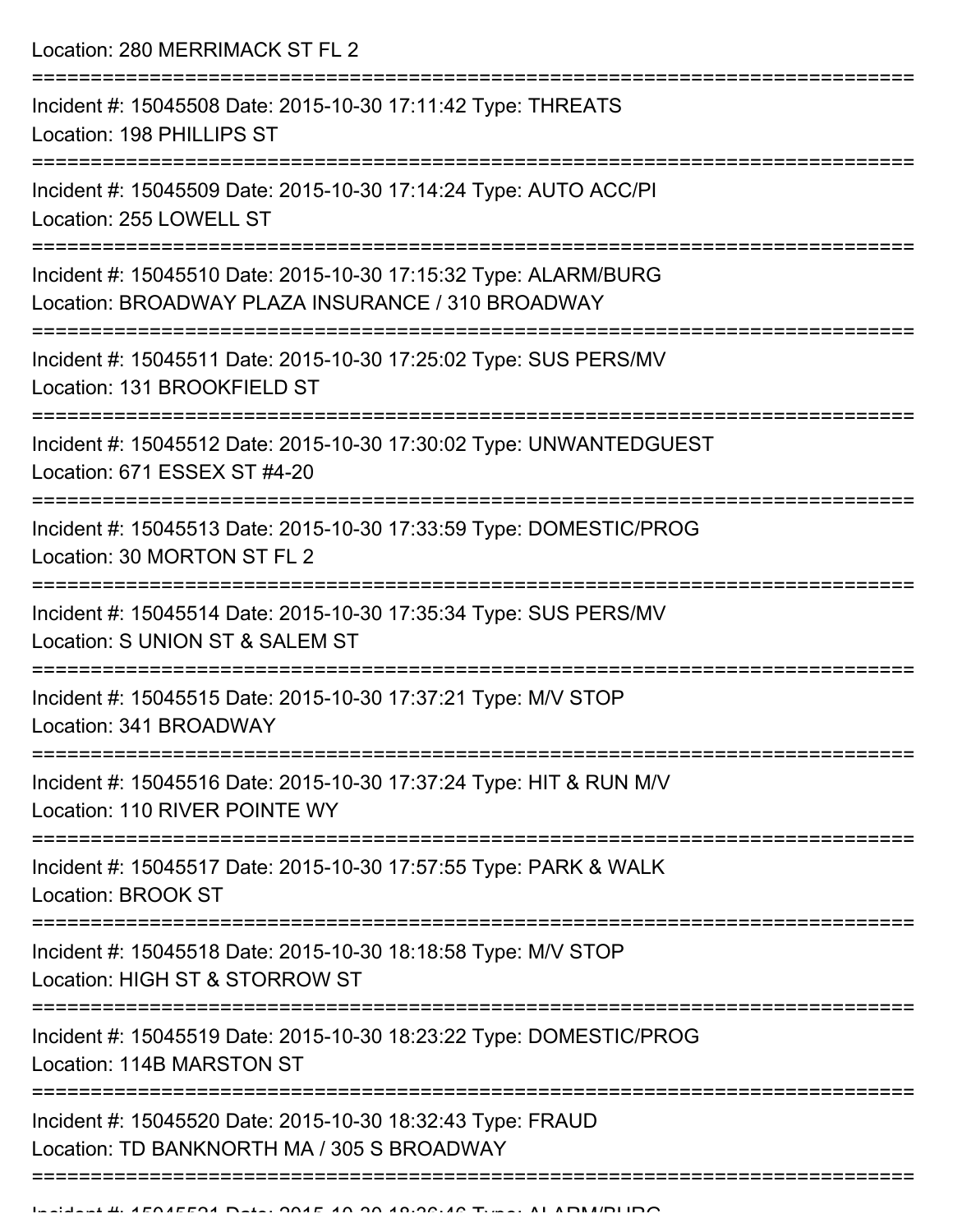Location: 280 MERRIMACK ST FL 2

===========================================================================

Incident #: 15045508 Date: 2015-10-30 17:11:42 Type: THREATS
Location: 198 PHILLIPS ST

===========================================================================

Incident #: 15045509 Date: 2015-10-30 17:14:24 Type: AUTO ACC/PI
Location: 255 LOWELL ST

===========================================================================

Incident #: 15045510 Date: 2015-10-30 17:15:32 Type: ALARM/BURG
Location: BROADWAY PLAZA INSURANCE / 310 BROADWAY

===========================================================================

Incident #: 15045511 Date: 2015-10-30 17:25:02 Type: SUS PERS/MV
Location: 131 BROOKFIELD ST

===========================================================================

Incident #: 15045512 Date: 2015-10-30 17:30:02 Type: UNWANTEDGUEST
Location: 671 ESSEX ST #4-20

===========================================================================

Incident #: 15045513 Date: 2015-10-30 17:33:59 Type: DOMESTIC/PROG
Location: 30 MORTON ST FL 2

===========================================================================

Incident #: 15045514 Date: 2015-10-30 17:35:34 Type: SUS PERS/MV
Location: S UNION ST & SALEM ST

===========================================================================

Incident #: 15045515 Date: 2015-10-30 17:37:21 Type: M/V STOP
Location: 341 BROADWAY

===========================================================================

Incident #: 15045516 Date: 2015-10-30 17:37:24 Type: HIT & RUN M/V
Location: 110 RIVER POINTE WY

===========================================================================

Incident #: 15045517 Date: 2015-10-30 17:57:55 Type: PARK & WALK
Location: BROOK ST

===========================================================================

Incident #: 15045518 Date: 2015-10-30 18:18:58 Type: M/V STOP
Location: HIGH ST & STORROW ST

===========================================================================

Incident #: 15045519 Date: 2015-10-30 18:23:22 Type: DOMESTIC/PROG
Location: 114B MARSTON ST

===========================================================================

Incident #: 15045520 Date: 2015-10-30 18:32:43 Type: FRAUD
Location: TD BANKNORTH MA / 305 S BROADWAY

===========================================================================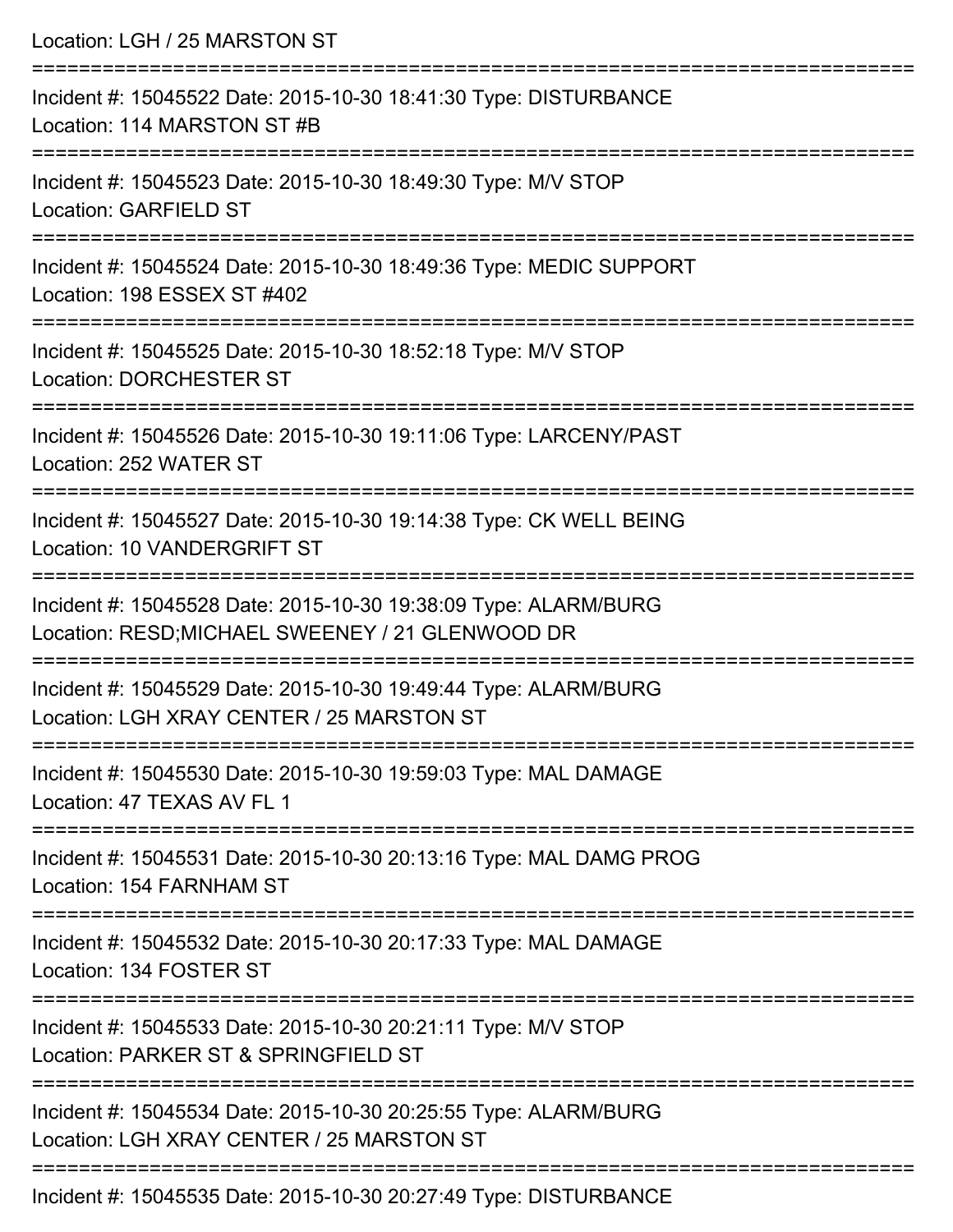Location: LGH / 25 MARSTON ST

===========================================================================

Incident #: 15045522 Date: 2015-10-30 18:41:30 Type: DISTURBANCE
Location: 114 MARSTON ST #B

===========================================================================

Incident #: 15045523 Date: 2015-10-30 18:49:30 Type: M/V STOP
Location: GARFIELD ST

===========================================================================

Incident #: 15045524 Date: 2015-10-30 18:49:36 Type: MEDIC SUPPORT
Location: 198 ESSEX ST #402

===========================================================================

Incident #: 15045525 Date: 2015-10-30 18:52:18 Type: M/V STOP
Location: DORCHESTER ST

===========================================================================

Incident #: 15045526 Date: 2015-10-30 19:11:06 Type: LARCENY/PAST
Location: 252 WATER ST

===========================================================================

Incident #: 15045527 Date: 2015-10-30 19:14:38 Type: CK WELL BEING
Location: 10 VANDERGRIFT ST

===========================================================================

Incident #: 15045528 Date: 2015-10-30 19:38:09 Type: ALARM/BURG
Location: RESD;MICHAEL SWEENEY / 21 GLENWOOD DR

===========================================================================

Incident #: 15045529 Date: 2015-10-30 19:49:44 Type: ALARM/BURG
Location: LGH XRAY CENTER / 25 MARSTON ST

===========================================================================

Incident #: 15045530 Date: 2015-10-30 19:59:03 Type: MAL DAMAGE
Location: 47 TEXAS AV FL 1

===========================================================================

Incident #: 15045531 Date: 2015-10-30 20:13:16 Type: MAL DAMG PROG
Location: 154 FARNHAM ST

===========================================================================

Incident #: 15045532 Date: 2015-10-30 20:17:33 Type: MAL DAMAGE
Location: 134 FOSTER ST

===========================================================================

Incident #: 15045533 Date: 2015-10-30 20:21:11 Type: M/V STOP
Location: PARKER ST & SPRINGFIELD ST

===========================================================================

Incident #: 15045534 Date: 2015-10-30 20:25:55 Type: ALARM/BURG
Location: LGH XRAY CENTER / 25 MARSTON ST

===========================================================================

Incident #: 15045535 Date: 2015-10-30 20:27:49 Type: DISTURBANCE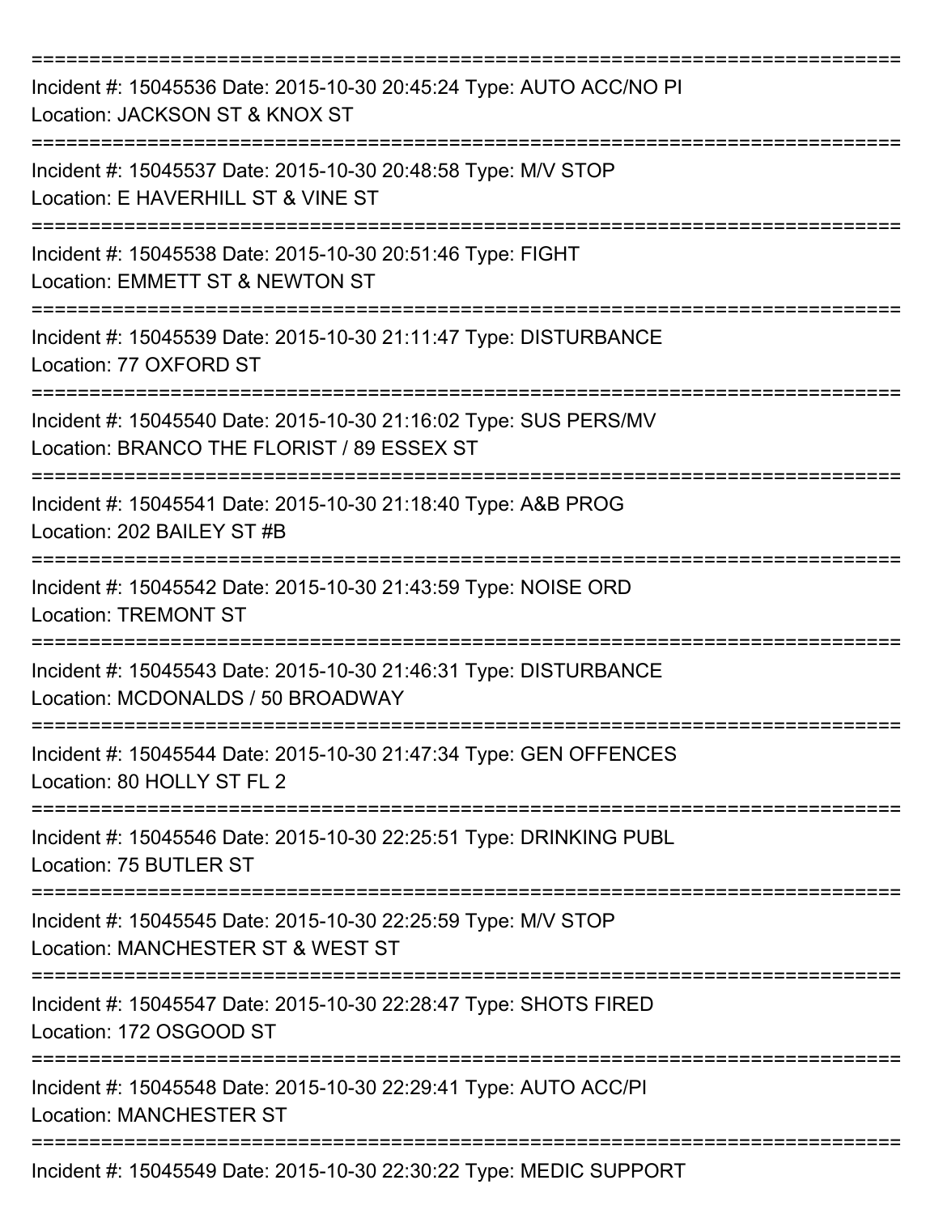===========================================================================

Incident #: 15045536 Date: 2015-10-30 20:45:24 Type: AUTO ACC/NO PI
Location: JACKSON ST & KNOX ST

===========================================================================

Incident #: 15045537 Date: 2015-10-30 20:48:58 Type: M/V STOP
Location: E HAVERHILL ST & VINE ST

===========================================================================

Incident #: 15045538 Date: 2015-10-30 20:51:46 Type: FIGHT
Location: EMMETT ST & NEWTON ST

===========================================================================

Incident #: 15045539 Date: 2015-10-30 21:11:47 Type: DISTURBANCE
Location: 77 OXFORD ST

===========================================================================

Incident #: 15045540 Date: 2015-10-30 21:16:02 Type: SUS PERS/MV
Location: BRANCO THE FLORIST / 89 ESSEX ST

===========================================================================

Incident #: 15045541 Date: 2015-10-30 21:18:40 Type: A&B PROG
Location: 202 BAILEY ST #B

===========================================================================

Incident #: 15045542 Date: 2015-10-30 21:43:59 Type: NOISE ORD
Location: TREMONT ST

===========================================================================

Incident #: 15045543 Date: 2015-10-30 21:46:31 Type: DISTURBANCE
Location: MCDONALDS / 50 BROADWAY

===========================================================================

Incident #: 15045544 Date: 2015-10-30 21:47:34 Type: GEN OFFENCES
Location: 80 HOLLY ST FL 2

===========================================================================

Incident #: 15045546 Date: 2015-10-30 22:25:51 Type: DRINKING PUBL
Location: 75 BUTLER ST

===========================================================================

Incident #: 15045545 Date: 2015-10-30 22:25:59 Type: M/V STOP
Location: MANCHESTER ST & WEST ST

===========================================================================

Incident #: 15045547 Date: 2015-10-30 22:28:47 Type: SHOTS FIRED
Location: 172 OSGOOD ST

===========================================================================

Incident #: 15045548 Date: 2015-10-30 22:29:41 Type: AUTO ACC/PI
Location: MANCHESTER ST

===========================================================================

Incident #: 15045549 Date: 2015-10-30 22:30:22 Type: MEDIC SUPPORT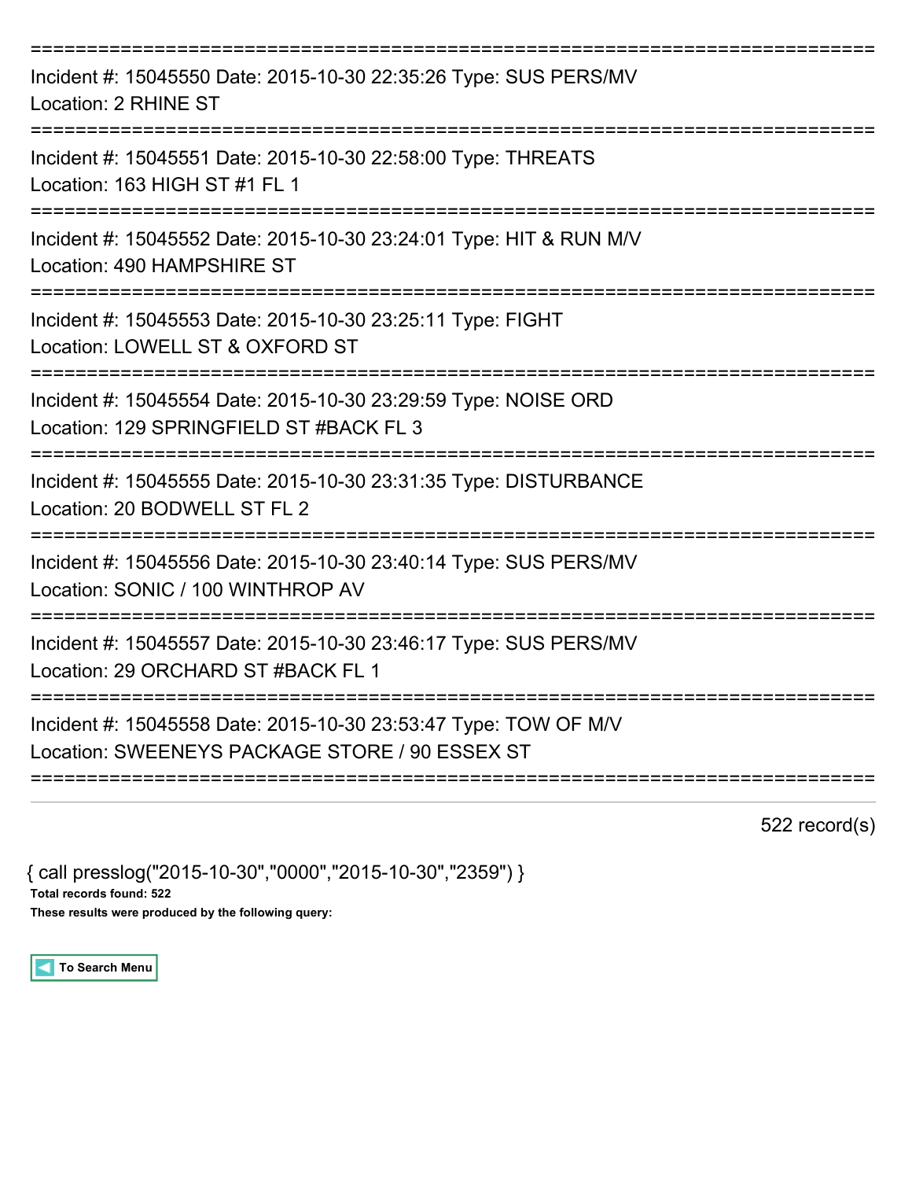===========================================================================

Incident #: 15045550 Date: 2015-10-30 22:35:26 Type: SUS PERS/MV
Location: 2 RHINE ST

===========================================================================

Incident #: 15045551 Date: 2015-10-30 22:58:00 Type: THREATS
Location: 163 HIGH ST #1 FL 1

===========================================================================

Incident #: 15045552 Date: 2015-10-30 23:24:01 Type: HIT & RUN M/V
Location: 490 HAMPSHIRE ST

===========================================================================

Incident #: 15045553 Date: 2015-10-30 23:25:11 Type: FIGHT
Location: LOWELL ST & OXFORD ST

===========================================================================

Incident #: 15045554 Date: 2015-10-30 23:29:59 Type: NOISE ORD
Location: 129 SPRINGFIELD ST #BACK FL 3

===========================================================================

Incident #: 15045555 Date: 2015-10-30 23:31:35 Type: DISTURBANCE
Location: 20 BODWELL ST FL 2

===========================================================================

Incident #: 15045556 Date: 2015-10-30 23:40:14 Type: SUS PERS/MV
Location: SONIC / 100 WINTHROP AV

===========================================================================

Incident #: 15045557 Date: 2015-10-30 23:46:17 Type: SUS PERS/MV
Location: 29 ORCHARD ST #BACK FL 1

===========================================================================

Incident #: 15045558 Date: 2015-10-30 23:53:47 Type: TOW OF M/V
Location: SWEENEYS PACKAGE STORE / 90 ESSEX ST

===========================================================================

522 record(s)

{ call presslog("2015-10-30","0000","2015-10-30","2359") }

**Total records found: 522**

**These results were produced by the following query:**

To Search Menu